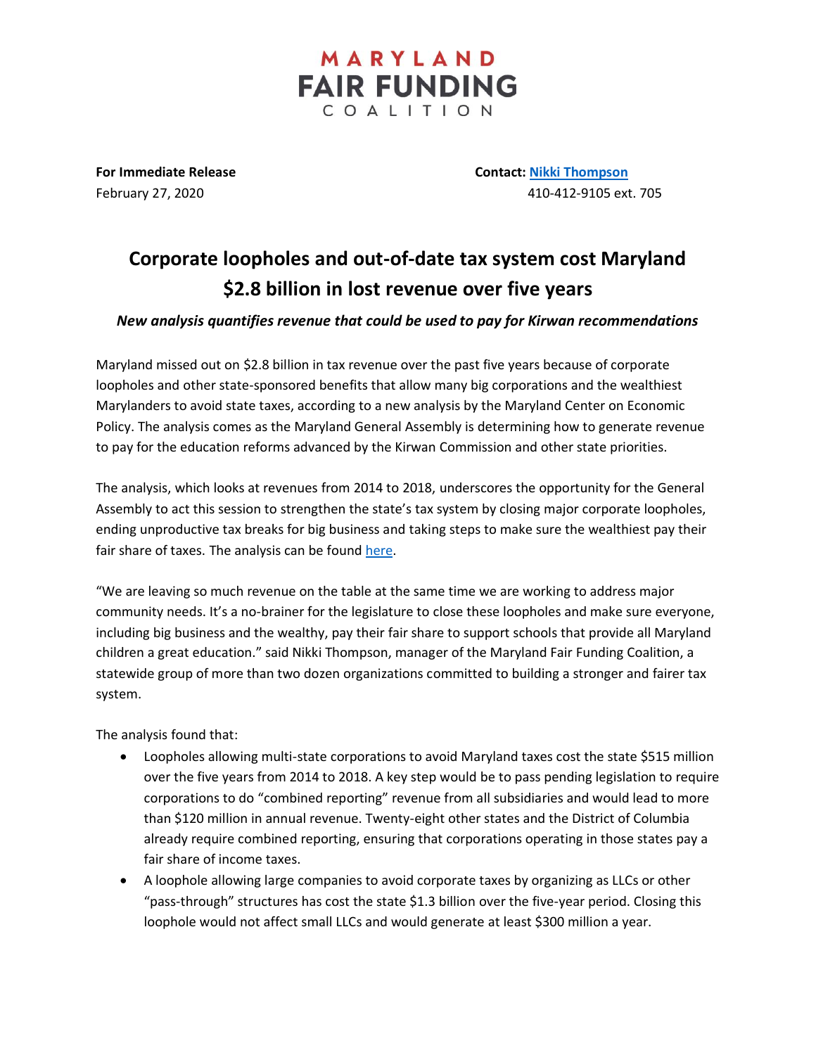MARYLAND
**FAIR FUNDING**
COALITION

**For Immediate Release**
February 27, 2020

**Contact: [Nikki Thompson](#)**
410-412-9105 ext. 705

# Corporate loopholes and out-of-date tax system cost Maryland $2.8 billion in lost revenue over five years

***New analysis quantifies revenue that could be used to pay for Kirwan recommendations***

Maryland missed out on $2.8 billion in tax revenue over the past five years because of corporate loopholes and other state-sponsored benefits that allow many big corporations and the wealthiest Marylanders to avoid state taxes, according to a new analysis by the Maryland Center on Economic Policy. The analysis comes as the Maryland General Assembly is determining how to generate revenue to pay for the education reforms advanced by the Kirwan Commission and other state priorities.

The analysis, which looks at revenues from 2014 to 2018, underscores the opportunity for the General Assembly to act this session to strengthen the state's tax system by closing major corporate loopholes, ending unproductive tax breaks for big business and taking steps to make sure the wealthiest pay their fair share of taxes. The analysis can be found [here](#).

"We are leaving so much revenue on the table at the same time we are working to address major community needs. It's a no-brainer for the legislature to close these loopholes and make sure everyone, including big business and the wealthy, pay their fair share to support schools that provide all Maryland children a great education." said Nikki Thompson, manager of the Maryland Fair Funding Coalition, a statewide group of more than two dozen organizations committed to building a stronger and fairer tax system.

The analysis found that:

- Loopholes allowing multi-state corporations to avoid Maryland taxes cost the state $515 million over the five years from 2014 to 2018. A key step would be to pass pending legislation to require corporations to do "combined reporting" revenue from all subsidiaries and would lead to more than $120 million in annual revenue. Twenty-eight other states and the District of Columbia already require combined reporting, ensuring that corporations operating in those states pay a fair share of income taxes.
- A loophole allowing large companies to avoid corporate taxes by organizing as LLCs or other "pass-through" structures has cost the state $1.3 billion over the five-year period. Closing this loophole would not affect small LLCs and would generate at least $300 million a year.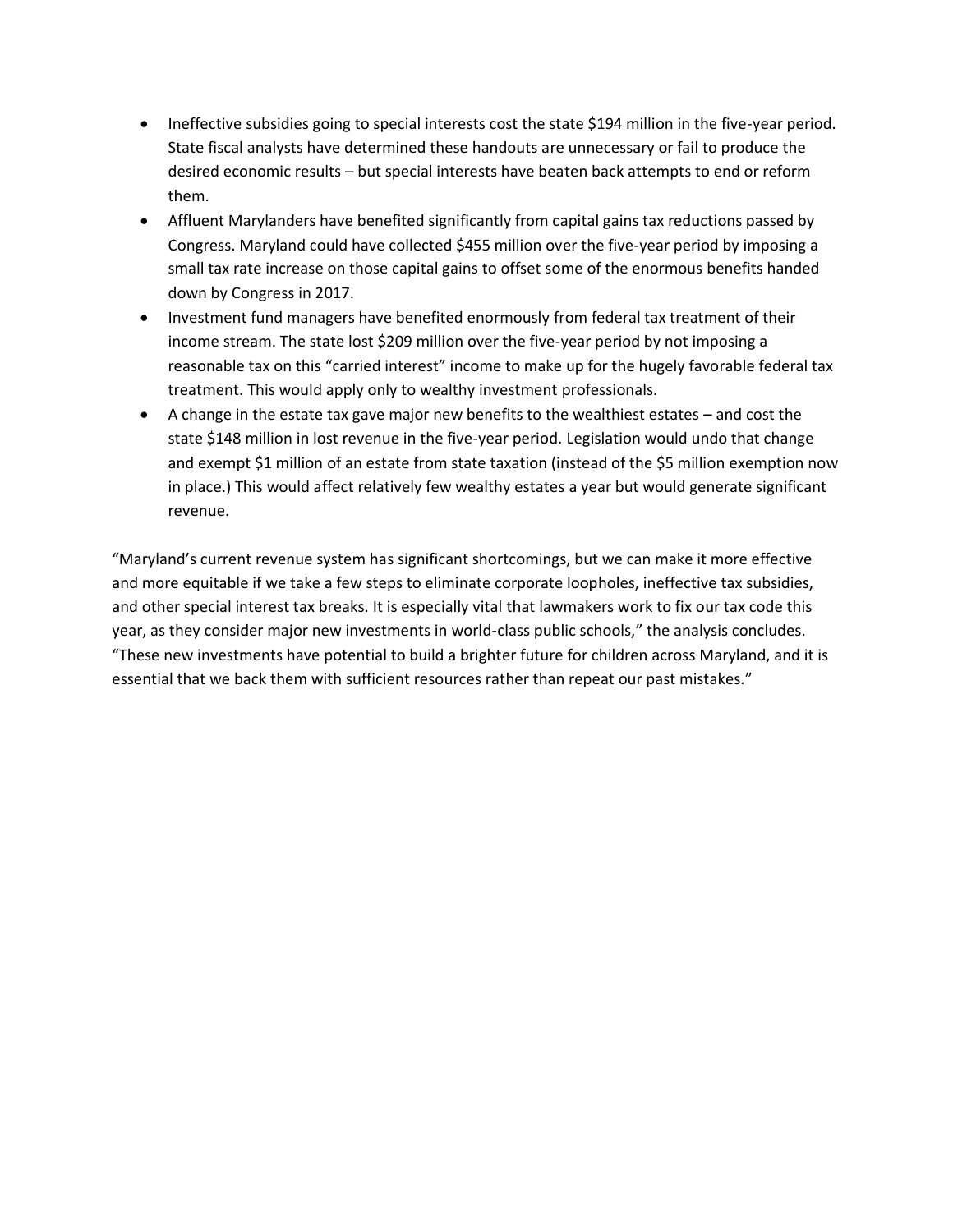- Ineffective subsidies going to special interests cost the state $194 million in the five-year period. State fiscal analysts have determined these handouts are unnecessary or fail to produce the desired economic results – but special interests have beaten back attempts to end or reform them.
- Affluent Marylanders have benefited significantly from capital gains tax reductions passed by Congress. Maryland could have collected $455 million over the five-year period by imposing a small tax rate increase on those capital gains to offset some of the enormous benefits handed down by Congress in 2017.
- Investment fund managers have benefited enormously from federal tax treatment of their income stream. The state lost $209 million over the five-year period by not imposing a reasonable tax on this "carried interest" income to make up for the hugely favorable federal tax treatment. This would apply only to wealthy investment professionals.
- A change in the estate tax gave major new benefits to the wealthiest estates – and cost the state $148 million in lost revenue in the five-year period. Legislation would undo that change and exempt $1 million of an estate from state taxation (instead of the $5 million exemption now in place.) This would affect relatively few wealthy estates a year but would generate significant revenue.

"Maryland's current revenue system has significant shortcomings, but we can make it more effective and more equitable if we take a few steps to eliminate corporate loopholes, ineffective tax subsidies, and other special interest tax breaks. It is especially vital that lawmakers work to fix our tax code this year, as they consider major new investments in world-class public schools," the analysis concludes. "These new investments have potential to build a brighter future for children across Maryland, and it is essential that we back them with sufficient resources rather than repeat our past mistakes."